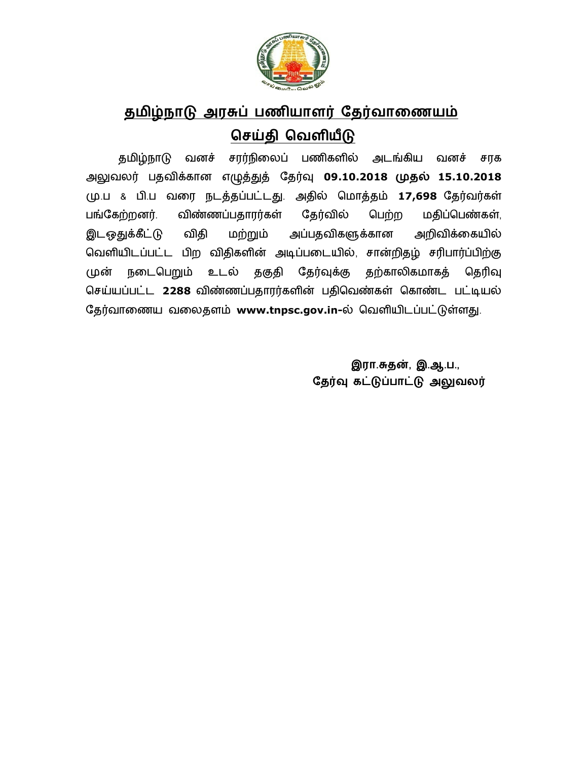# தமிழ்நாடு அரசுப் பணியாளர் தேர்வாணையம்

## செய்தி வெளியீடு

தமிழ்நாடு வனச் சரர்நிலைப் பணிகளில் அடங்கிய வனச் சரக அலுவலர் பதவிக்கான எழுத்துத் தேர்வு **09.10.2018 முதல் 15.10.2018** மு.ப & பி.ப வரை நடத்தப்பட்டது. அதில் மொத்தம் **17,698** தேர்வர்கள் பங்கேற்றனர். விண்ணப்பதாரர்கள் தேர்வில் பெற்ற மதிப்பெண்கள், இடஒதுக்கீட்டு விதி மற்றும் அப்பதவிகளுக்கான அறிவிக்கையில் வெளியிடப்பட்ட பிற விதிகளின் அடிப்படையில், சான்றிதழ் சரிபார்ப்பிற்கு முன் நடைபெறும் உடல் தகுதி தேர்வுக்கு தற்காலிகமாகத் தெரிவு செய்யப்பட்ட **2288** விண்ணப்பதாரர்களின் பதிவெண்கள் கொண்ட பட்டியல் தேர்வாணைய வலைதளம் **www.tnpsc.gov.in-**ல் வெளியிடப்பட்டுள்ளது.

**இரா.சுதன், இ.ஆ.ப.,**
**தேர்வு கட்டுப்பாட்டு அலுவலர்**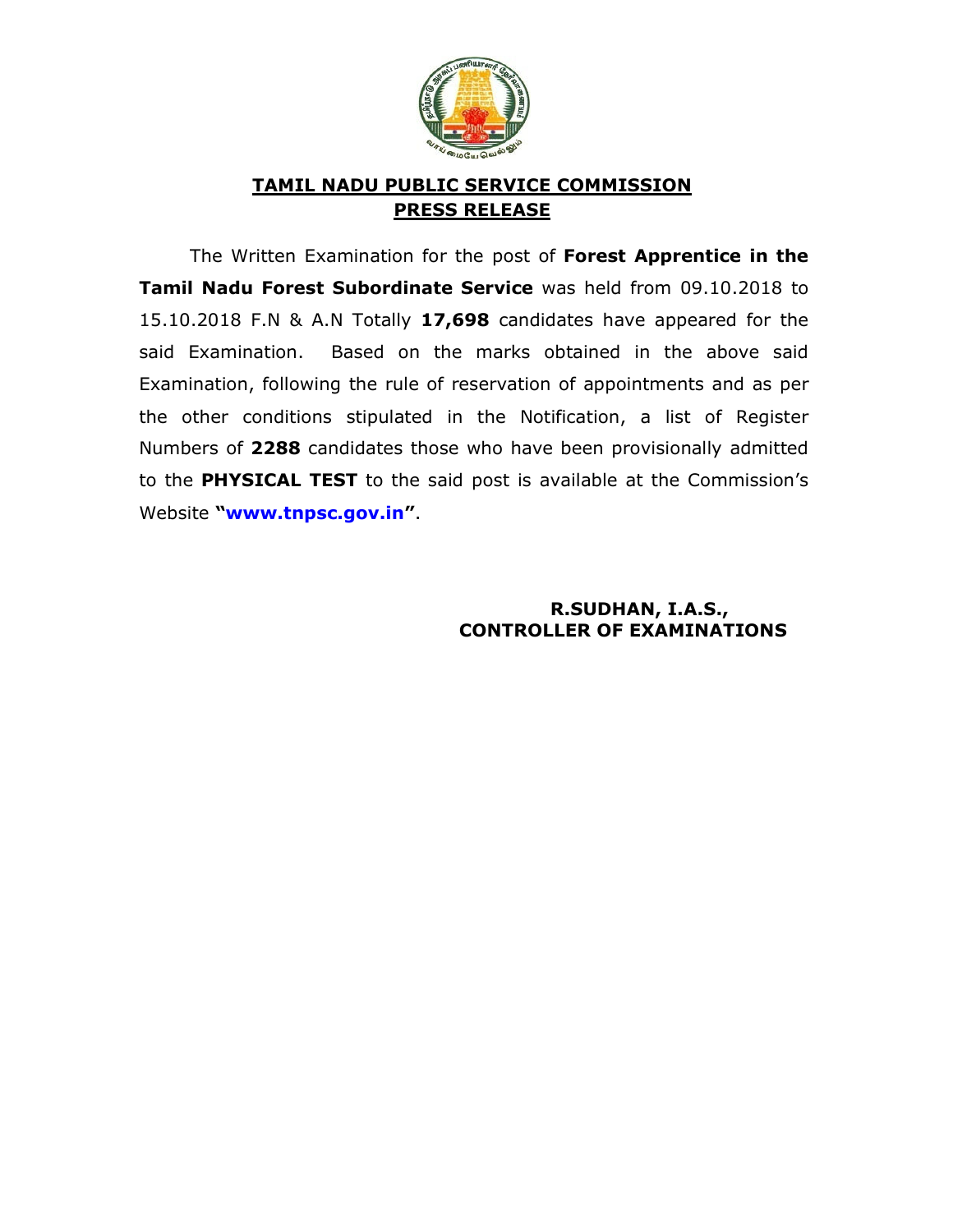# TAMIL NADU PUBLIC SERVICE COMMISSION
## PRESS RELEASE

The Written Examination for the post of **Forest Apprentice in the Tamil Nadu Forest Subordinate Service** was held from 09.10.2018 to 15.10.2018 F.N & A.N Totally **17,698** candidates have appeared for the said Examination. Based on the marks obtained in the above said Examination, following the rule of reservation of appointments and as per the other conditions stipulated in the Notification, a list of Register Numbers of **2288** candidates those who have been provisionally admitted to the **PHYSICAL TEST** to the said post is available at the Commission's Website **"www.tnpsc.gov.in"**.

**R.SUDHAN, I.A.S.,**
**CONTROLLER OF EXAMINATIONS**